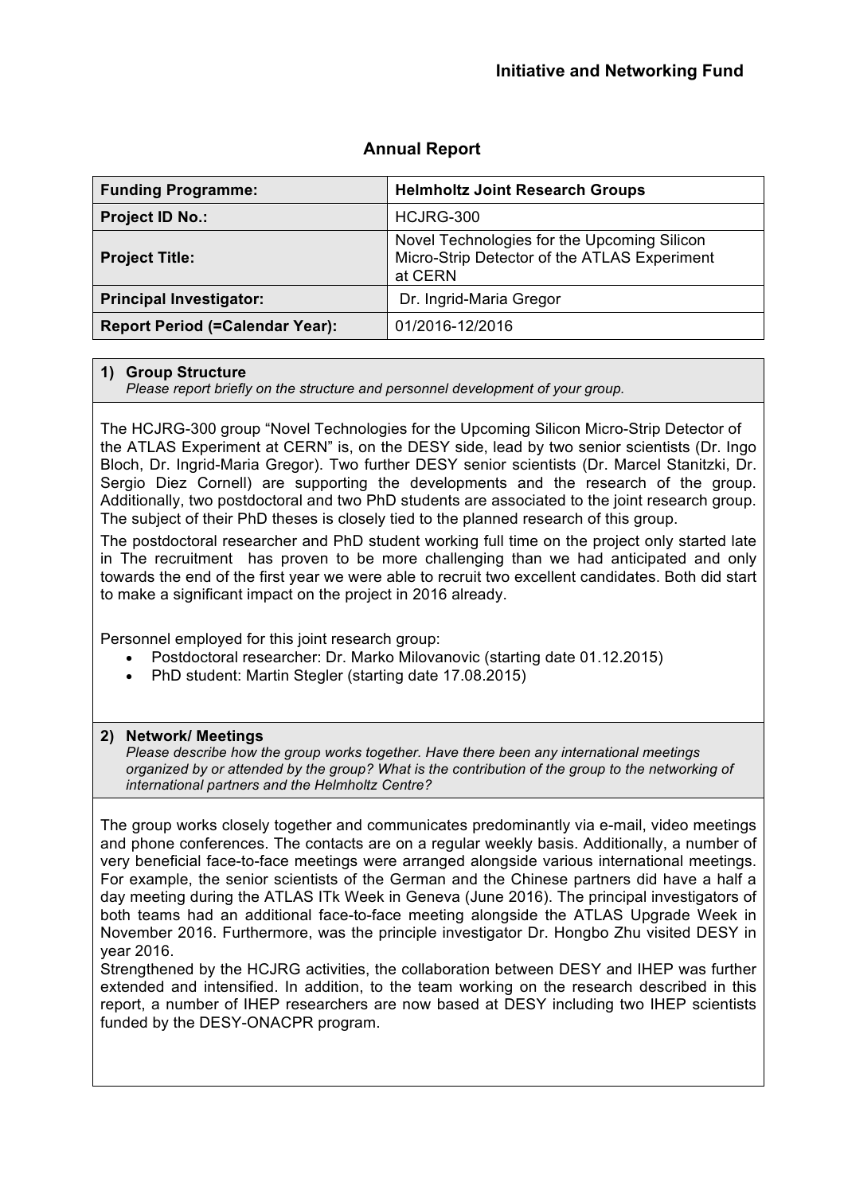**Initiative and Networking Fund**

# Annual Report

| Funding Programme: | Helmholtz Joint Research Groups |
|---|---|
| Project ID No.: | HCJRG-300 |
| Project Title: | Novel Technologies for the Upcoming Silicon Micro-Strip Detector of the ATLAS Experiment at CERN |
| Principal Investigator: | Dr. Ingrid-Maria Gregor |
| Report Period (=Calendar Year): | 01/2016-12/2016 |

## 1) Group Structure

*Please report briefly on the structure and personnel development of your group.*

The HCJRG-300 group "Novel Technologies for the Upcoming Silicon Micro-Strip Detector of the ATLAS Experiment at CERN" is, on the DESY side, lead by two senior scientists (Dr. Ingo Bloch, Dr. Ingrid-Maria Gregor). Two further DESY senior scientists (Dr. Marcel Stanitzki, Dr. Sergio Diez Cornell) are supporting the developments and the research of the group. Additionally, two postdoctoral and two PhD students are associated to the joint research group. The subject of their PhD theses is closely tied to the planned research of this group.

The postdoctoral researcher and PhD student working full time on the project only started late in The recruitment has proven to be more challenging than we had anticipated and only towards the end of the first year we were able to recruit two excellent candidates. Both did start to make a significant impact on the project in 2016 already.

Personnel employed for this joint research group:

- Postdoctoral researcher: Dr. Marko Milovanovic (starting date 01.12.2015)
- PhD student: Martin Stegler (starting date 17.08.2015)

## 2) Network/ Meetings

*Please describe how the group works together. Have there been any international meetings organized by or attended by the group? What is the contribution of the group to the networking of international partners and the Helmholtz Centre?*

The group works closely together and communicates predominantly via e-mail, video meetings and phone conferences. The contacts are on a regular weekly basis. Additionally, a number of very beneficial face-to-face meetings were arranged alongside various international meetings. For example, the senior scientists of the German and the Chinese partners did have a half a day meeting during the ATLAS ITk Week in Geneva (June 2016). The principal investigators of both teams had an additional face-to-face meeting alongside the ATLAS Upgrade Week in November 2016. Furthermore, was the principle investigator Dr. Hongbo Zhu visited DESY in year 2016.

Strengthened by the HCJRG activities, the collaboration between DESY and IHEP was further extended and intensified. In addition, to the team working on the research described in this report, a number of IHEP researchers are now based at DESY including two IHEP scientists funded by the DESY-ONACPR program.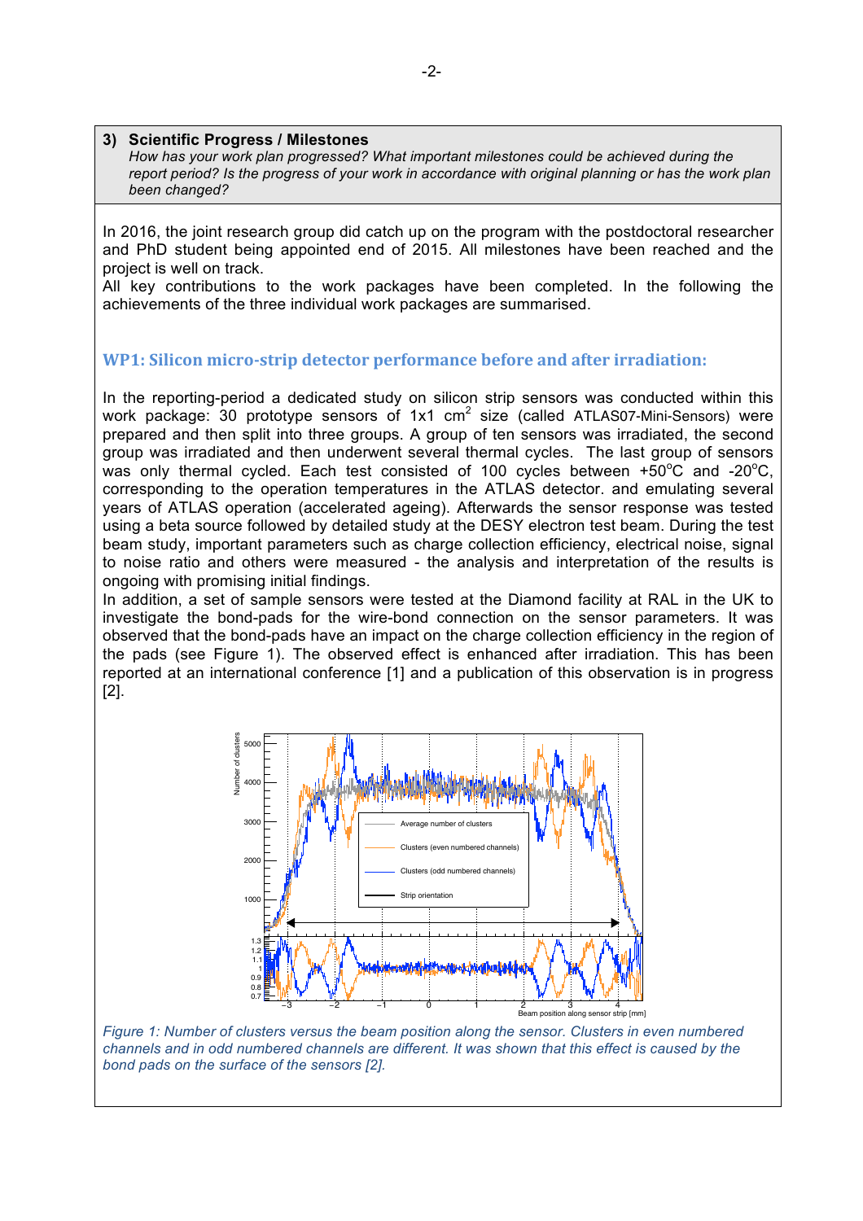## 3) Scientific Progress / Milestones

*How has your work plan progressed? What important milestones could be achieved during the report period? Is the progress of your work in accordance with original planning or has the work plan been changed?*

In 2016, the joint research group did catch up on the program with the postdoctoral researcher and PhD student being appointed end of 2015. All milestones have been reached and the project is well on track.
All key contributions to the work packages have been completed. In the following the achievements of the three individual work packages are summarised.

### WP1: Silicon micro-strip detector performance before and after irradiation:

In the reporting-period a dedicated study on silicon strip sensors was conducted within this work package: 30 prototype sensors of 1x1 $cm^2$ size (called ATLAS07-Mini-Sensors) were prepared and then split into three groups. A group of ten sensors was irradiated, the second group was irradiated and then underwent several thermal cycles. The last group of sensors was only thermal cycled. Each test consisted of 100 cycles between +50°C and -20°C, corresponding to the operation temperatures in the ATLAS detector. and emulating several years of ATLAS operation (accelerated ageing). Afterwards the sensor response was tested using a beta source followed by detailed study at the DESY electron test beam. During the test beam study, important parameters such as charge collection efficiency, electrical noise, signal to noise ratio and others were measured - the analysis and interpretation of the results is ongoing with promising initial findings.
In addition, a set of sample sensors were tested at the Diamond facility at RAL in the UK to investigate the bond-pads for the wire-bond connection on the sensor parameters. It was observed that the bond-pads have an impact on the charge collection efficiency in the region of the pads (see Figure 1). The observed effect is enhanced after irradiation. This has been reported at an international conference [1] and a publication of this observation is in progress [2].

*Figure 1: Number of clusters versus the beam position along the sensor. Clusters in even numbered channels and in odd numbered channels are different. It was shown that this effect is caused by the bond pads on the surface of the sensors [2].*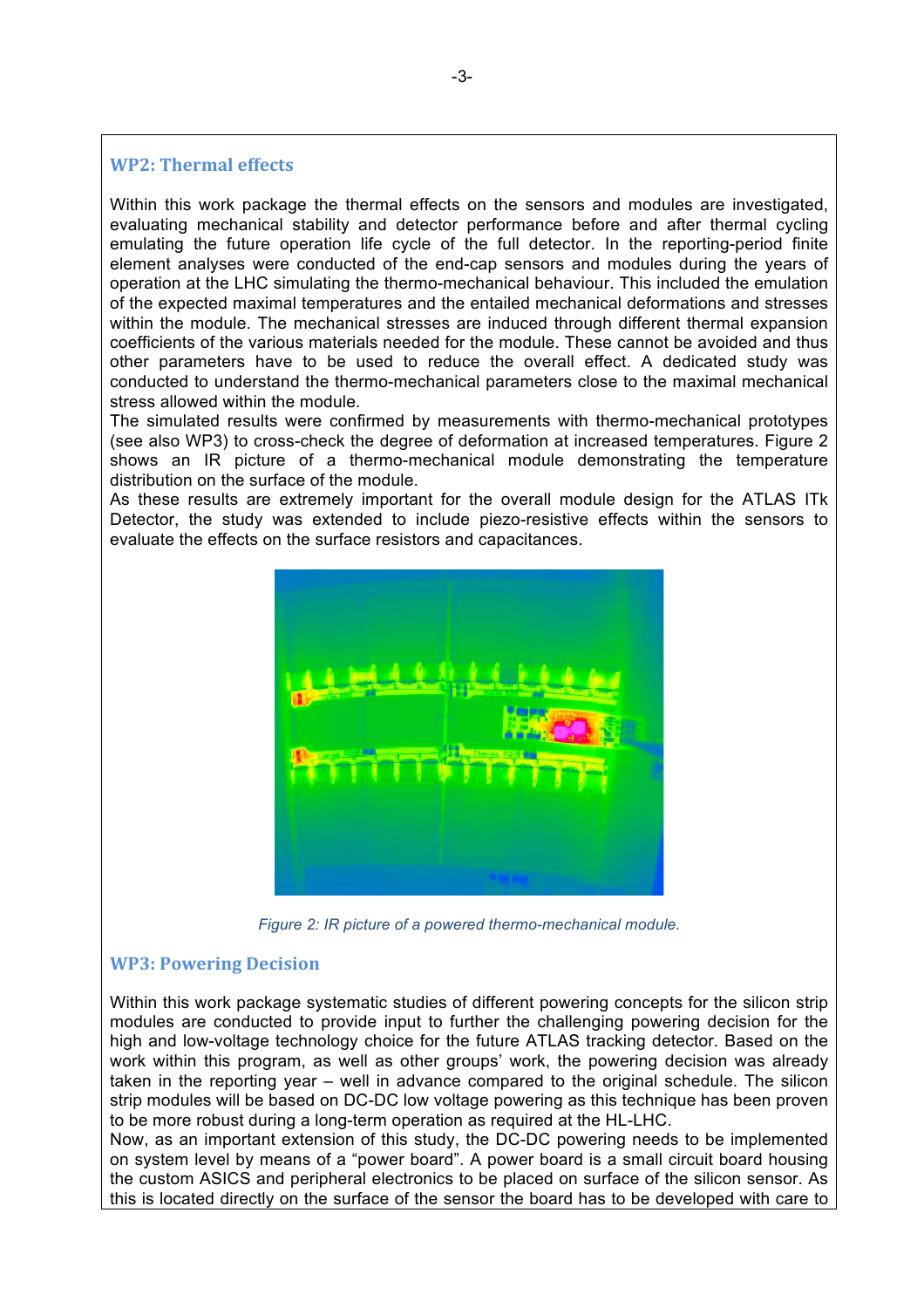## WP2: Thermal effects

Within this work package the thermal effects on the sensors and modules are investigated, evaluating mechanical stability and detector performance before and after thermal cycling emulating the future operation life cycle of the full detector. In the reporting-period finite element analyses were conducted of the end-cap sensors and modules during the years of operation at the LHC simulating the thermo-mechanical behaviour. This included the emulation of the expected maximal temperatures and the entailed mechanical deformations and stresses within the module. The mechanical stresses are induced through different thermal expansion coefficients of the various materials needed for the module. These cannot be avoided and thus other parameters have to be used to reduce the overall effect. A dedicated study was conducted to understand the thermo-mechanical parameters close to the maximal mechanical stress allowed within the module.

The simulated results were confirmed by measurements with thermo-mechanical prototypes (see also WP3) to cross-check the degree of deformation at increased temperatures. Figure 2 shows an IR picture of a thermo-mechanical module demonstrating the temperature distribution on the surface of the module.

As these results are extremely important for the overall module design for the ATLAS ITk Detector, the study was extended to include piezo-resistive effects within the sensors to evaluate the effects on the surface resistors and capacitances.

*Figure 2: IR picture of a powered thermo-mechanical module.*

## WP3: Powering Decision

Within this work package systematic studies of different powering concepts for the silicon strip modules are conducted to provide input to further the challenging powering decision for the high and low-voltage technology choice for the future ATLAS tracking detector. Based on the work within this program, as well as other groups' work, the powering decision was already taken in the reporting year – well in advance compared to the original schedule. The silicon strip modules will be based on DC-DC low voltage powering as this technique has been proven to be more robust during a long-term operation as required at the HL-LHC.

Now, as an important extension of this study, the DC-DC powering needs to be implemented on system level by means of a "power board". A power board is a small circuit board housing the custom ASICS and peripheral electronics to be placed on surface of the silicon sensor. As this is located directly on the surface of the sensor the board has to be developed with care to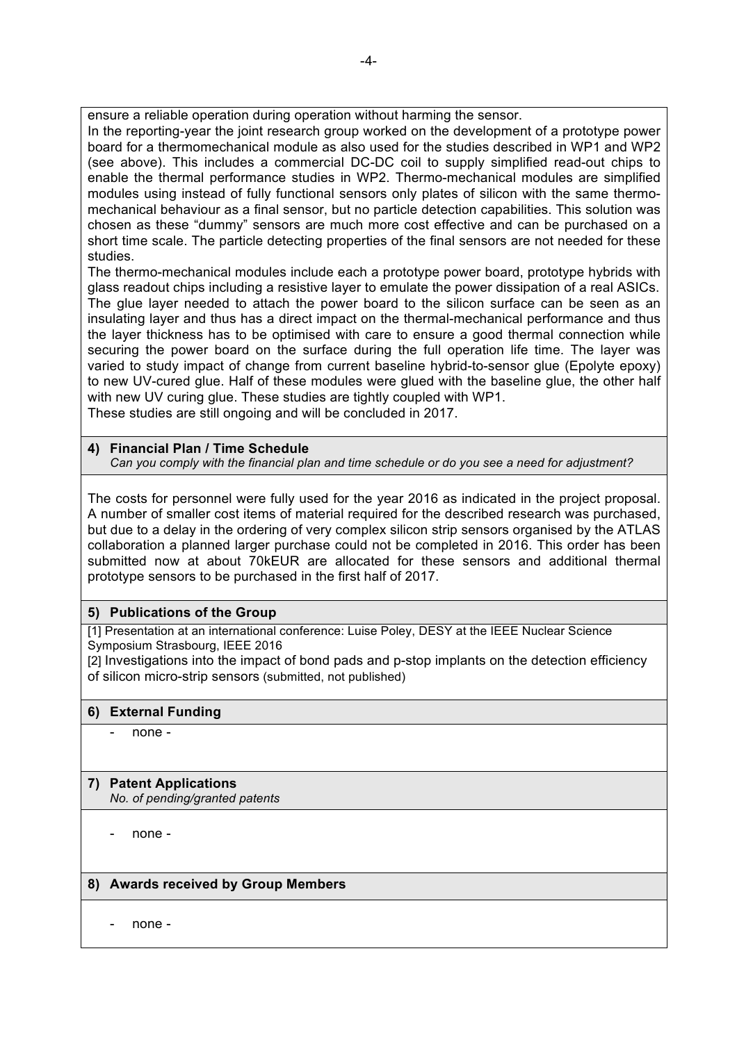ensure a reliable operation during operation without harming the sensor.
In the reporting-year the joint research group worked on the development of a prototype power board for a thermomechanical module as also used for the studies described in WP1 and WP2 (see above). This includes a commercial DC-DC coil to supply simplified read-out chips to enable the thermal performance studies in WP2. Thermo-mechanical modules are simplified modules using instead of fully functional sensors only plates of silicon with the same thermo-mechanical behaviour as a final sensor, but no particle detection capabilities. This solution was chosen as these "dummy" sensors are much more cost effective and can be purchased on a short time scale. The particle detecting properties of the final sensors are not needed for these studies.
The thermo-mechanical modules include each a prototype power board, prototype hybrids with glass readout chips including a resistive layer to emulate the power dissipation of a real ASICs. The glue layer needed to attach the power board to the silicon surface can be seen as an insulating layer and thus has a direct impact on the thermal-mechanical performance and thus the layer thickness has to be optimised with care to ensure a good thermal connection while securing the power board on the surface during the full operation life time. The layer was varied to study impact of change from current baseline hybrid-to-sensor glue (Epolyte epoxy) to new UV-cured glue. Half of these modules were glued with the baseline glue, the other half with new UV curing glue. These studies are tightly coupled with WP1.
These studies are still ongoing and will be concluded in 2017.

### 4) Financial Plan / Time Schedule

*Can you comply with the financial plan and time schedule or do you see a need for adjustment?*

The costs for personnel were fully used for the year 2016 as indicated in the project proposal. A number of smaller cost items of material required for the described research was purchased, but due to a delay in the ordering of very complex silicon strip sensors organised by the ATLAS collaboration a planned larger purchase could not be completed in 2016. This order has been submitted now at about 70kEUR are allocated for these sensors and additional thermal prototype sensors to be purchased in the first half of 2017.

### 5) Publications of the Group

[1] Presentation at an international conference: Luise Poley, DESY at the IEEE Nuclear Science Symposium Strasbourg, IEEE 2016
[2] Investigations into the impact of bond pads and p-stop implants on the detection efficiency of silicon micro-strip sensors (submitted, not published)

### 6) External Funding

- none -

### 7) Patent Applications

*No. of pending/granted patents*

- none -

### 8) Awards received by Group Members

- none -